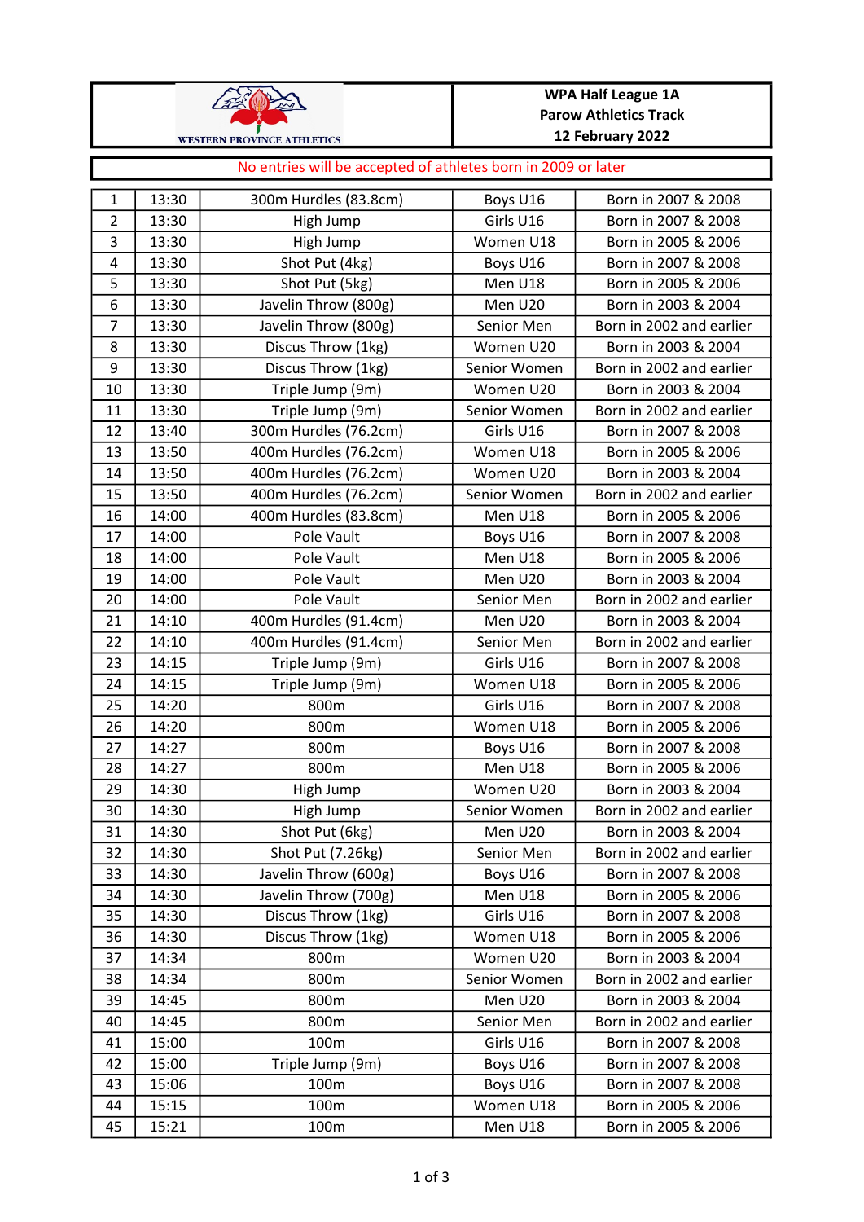WESTERN PROVINCE ATHLETICS

**WPA Half League 1A**
**Parow Athletics Track**
**12 February 2022**

No entries will be accepted of athletes born in 2009 or later

| | | | | |
|---|---|---|---|---|
| 1 | 13:30 | 300m Hurdles (83.8cm) | Boys U16 | Born in 2007 & 2008 |
| 2 | 13:30 | High Jump | Girls U16 | Born in 2007 & 2008 |
| 3 | 13:30 | High Jump | Women U18 | Born in 2005 & 2006 |
| 4 | 13:30 | Shot Put (4kg) | Boys U16 | Born in 2007 & 2008 |
| 5 | 13:30 | Shot Put (5kg) | Men U18 | Born in 2005 & 2006 |
| 6 | 13:30 | Javelin Throw (800g) | Men U20 | Born in 2003 & 2004 |
| 7 | 13:30 | Javelin Throw (800g) | Senior Men | Born in 2002 and earlier |
| 8 | 13:30 | Discus Throw (1kg) | Women U20 | Born in 2003 & 2004 |
| 9 | 13:30 | Discus Throw (1kg) | Senior Women | Born in 2002 and earlier |
| 10 | 13:30 | Triple Jump (9m) | Women U20 | Born in 2003 & 2004 |
| 11 | 13:30 | Triple Jump (9m) | Senior Women | Born in 2002 and earlier |
| 12 | 13:40 | 300m Hurdles (76.2cm) | Girls U16 | Born in 2007 & 2008 |
| 13 | 13:50 | 400m Hurdles (76.2cm) | Women U18 | Born in 2005 & 2006 |
| 14 | 13:50 | 400m Hurdles (76.2cm) | Women U20 | Born in 2003 & 2004 |
| 15 | 13:50 | 400m Hurdles (76.2cm) | Senior Women | Born in 2002 and earlier |
| 16 | 14:00 | 400m Hurdles (83.8cm) | Men U18 | Born in 2005 & 2006 |
| 17 | 14:00 | Pole Vault | Boys U16 | Born in 2007 & 2008 |
| 18 | 14:00 | Pole Vault | Men U18 | Born in 2005 & 2006 |
| 19 | 14:00 | Pole Vault | Men U20 | Born in 2003 & 2004 |
| 20 | 14:00 | Pole Vault | Senior Men | Born in 2002 and earlier |
| 21 | 14:10 | 400m Hurdles (91.4cm) | Men U20 | Born in 2003 & 2004 |
| 22 | 14:10 | 400m Hurdles (91.4cm) | Senior Men | Born in 2002 and earlier |
| 23 | 14:15 | Triple Jump (9m) | Girls U16 | Born in 2007 & 2008 |
| 24 | 14:15 | Triple Jump (9m) | Women U18 | Born in 2005 & 2006 |
| 25 | 14:20 | 800m | Girls U16 | Born in 2007 & 2008 |
| 26 | 14:20 | 800m | Women U18 | Born in 2005 & 2006 |
| 27 | 14:27 | 800m | Boys U16 | Born in 2007 & 2008 |
| 28 | 14:27 | 800m | Men U18 | Born in 2005 & 2006 |
| 29 | 14:30 | High Jump | Women U20 | Born in 2003 & 2004 |
| 30 | 14:30 | High Jump | Senior Women | Born in 2002 and earlier |
| 31 | 14:30 | Shot Put (6kg) | Men U20 | Born in 2003 & 2004 |
| 32 | 14:30 | Shot Put (7.26kg) | Senior Men | Born in 2002 and earlier |
| 33 | 14:30 | Javelin Throw (600g) | Boys U16 | Born in 2007 & 2008 |
| 34 | 14:30 | Javelin Throw (700g) | Men U18 | Born in 2005 & 2006 |
| 35 | 14:30 | Discus Throw (1kg) | Girls U16 | Born in 2007 & 2008 |
| 36 | 14:30 | Discus Throw (1kg) | Women U18 | Born in 2005 & 2006 |
| 37 | 14:34 | 800m | Women U20 | Born in 2003 & 2004 |
| 38 | 14:34 | 800m | Senior Women | Born in 2002 and earlier |
| 39 | 14:45 | 800m | Men U20 | Born in 2003 & 2004 |
| 40 | 14:45 | 800m | Senior Men | Born in 2002 and earlier |
| 41 | 15:00 | 100m | Girls U16 | Born in 2007 & 2008 |
| 42 | 15:00 | Triple Jump (9m) | Boys U16 | Born in 2007 & 2008 |
| 43 | 15:06 | 100m | Boys U16 | Born in 2007 & 2008 |
| 44 | 15:15 | 100m | Women U18 | Born in 2005 & 2006 |
| 45 | 15:21 | 100m | Men U18 | Born in 2005 & 2006 |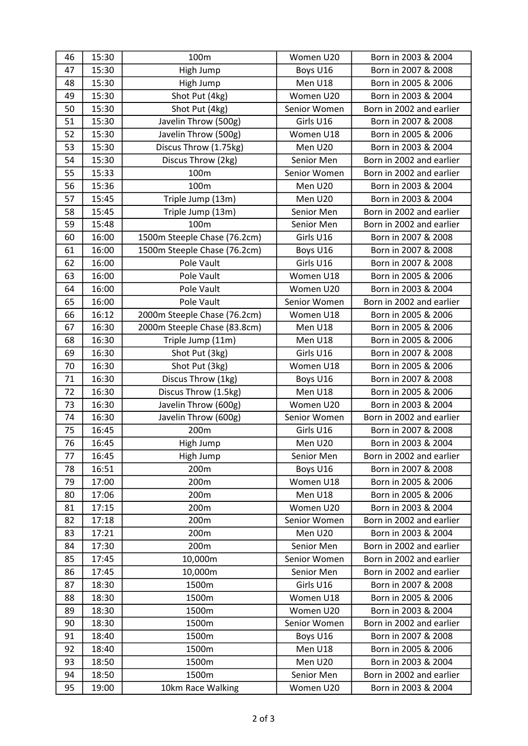| 46 | 15:30 | 100m | Women U20 | Born in 2003 & 2004 |
|---|---|---|---|---|
| 47 | 15:30 | High Jump | Boys U16 | Born in 2007 & 2008 |
| 48 | 15:30 | High Jump | Men U18 | Born in 2005 & 2006 |
| 49 | 15:30 | Shot Put (4kg) | Women U20 | Born in 2003 & 2004 |
| 50 | 15:30 | Shot Put (4kg) | Senior Women | Born in 2002 and earlier |
| 51 | 15:30 | Javelin Throw (500g) | Girls U16 | Born in 2007 & 2008 |
| 52 | 15:30 | Javelin Throw (500g) | Women U18 | Born in 2005 & 2006 |
| 53 | 15:30 | Discus Throw (1.75kg) | Men U20 | Born in 2003 & 2004 |
| 54 | 15:30 | Discus Throw (2kg) | Senior Men | Born in 2002 and earlier |
| 55 | 15:33 | 100m | Senior Women | Born in 2002 and earlier |
| 56 | 15:36 | 100m | Men U20 | Born in 2003 & 2004 |
| 57 | 15:45 | Triple Jump (13m) | Men U20 | Born in 2003 & 2004 |
| 58 | 15:45 | Triple Jump (13m) | Senior Men | Born in 2002 and earlier |
| 59 | 15:48 | 100m | Senior Men | Born in 2002 and earlier |
| 60 | 16:00 | 1500m Steeple Chase (76.2cm) | Girls U16 | Born in 2007 & 2008 |
| 61 | 16:00 | 1500m Steeple Chase (76.2cm) | Boys U16 | Born in 2007 & 2008 |
| 62 | 16:00 | Pole Vault | Girls U16 | Born in 2007 & 2008 |
| 63 | 16:00 | Pole Vault | Women U18 | Born in 2005 & 2006 |
| 64 | 16:00 | Pole Vault | Women U20 | Born in 2003 & 2004 |
| 65 | 16:00 | Pole Vault | Senior Women | Born in 2002 and earlier |
| 66 | 16:12 | 2000m Steeple Chase (76.2cm) | Women U18 | Born in 2005 & 2006 |
| 67 | 16:30 | 2000m Steeple Chase (83.8cm) | Men U18 | Born in 2005 & 2006 |
| 68 | 16:30 | Triple Jump (11m) | Men U18 | Born in 2005 & 2006 |
| 69 | 16:30 | Shot Put (3kg) | Girls U16 | Born in 2007 & 2008 |
| 70 | 16:30 | Shot Put (3kg) | Women U18 | Born in 2005 & 2006 |
| 71 | 16:30 | Discus Throw (1kg) | Boys U16 | Born in 2007 & 2008 |
| 72 | 16:30 | Discus Throw (1.5kg) | Men U18 | Born in 2005 & 2006 |
| 73 | 16:30 | Javelin Throw (600g) | Women U20 | Born in 2003 & 2004 |
| 74 | 16:30 | Javelin Throw (600g) | Senior Women | Born in 2002 and earlier |
| 75 | 16:45 | 200m | Girls U16 | Born in 2007 & 2008 |
| 76 | 16:45 | High Jump | Men U20 | Born in 2003 & 2004 |
| 77 | 16:45 | High Jump | Senior Men | Born in 2002 and earlier |
| 78 | 16:51 | 200m | Boys U16 | Born in 2007 & 2008 |
| 79 | 17:00 | 200m | Women U18 | Born in 2005 & 2006 |
| 80 | 17:06 | 200m | Men U18 | Born in 2005 & 2006 |
| 81 | 17:15 | 200m | Women U20 | Born in 2003 & 2004 |
| 82 | 17:18 | 200m | Senior Women | Born in 2002 and earlier |
| 83 | 17:21 | 200m | Men U20 | Born in 2003 & 2004 |
| 84 | 17:30 | 200m | Senior Men | Born in 2002 and earlier |
| 85 | 17:45 | 10,000m | Senior Women | Born in 2002 and earlier |
| 86 | 17:45 | 10,000m | Senior Men | Born in 2002 and earlier |
| 87 | 18:30 | 1500m | Girls U16 | Born in 2007 & 2008 |
| 88 | 18:30 | 1500m | Women U18 | Born in 2005 & 2006 |
| 89 | 18:30 | 1500m | Women U20 | Born in 2003 & 2004 |
| 90 | 18:30 | 1500m | Senior Women | Born in 2002 and earlier |
| 91 | 18:40 | 1500m | Boys U16 | Born in 2007 & 2008 |
| 92 | 18:40 | 1500m | Men U18 | Born in 2005 & 2006 |
| 93 | 18:50 | 1500m | Men U20 | Born in 2003 & 2004 |
| 94 | 18:50 | 1500m | Senior Men | Born in 2002 and earlier |
| 95 | 19:00 | 10km Race Walking | Women U20 | Born in 2003 & 2004 |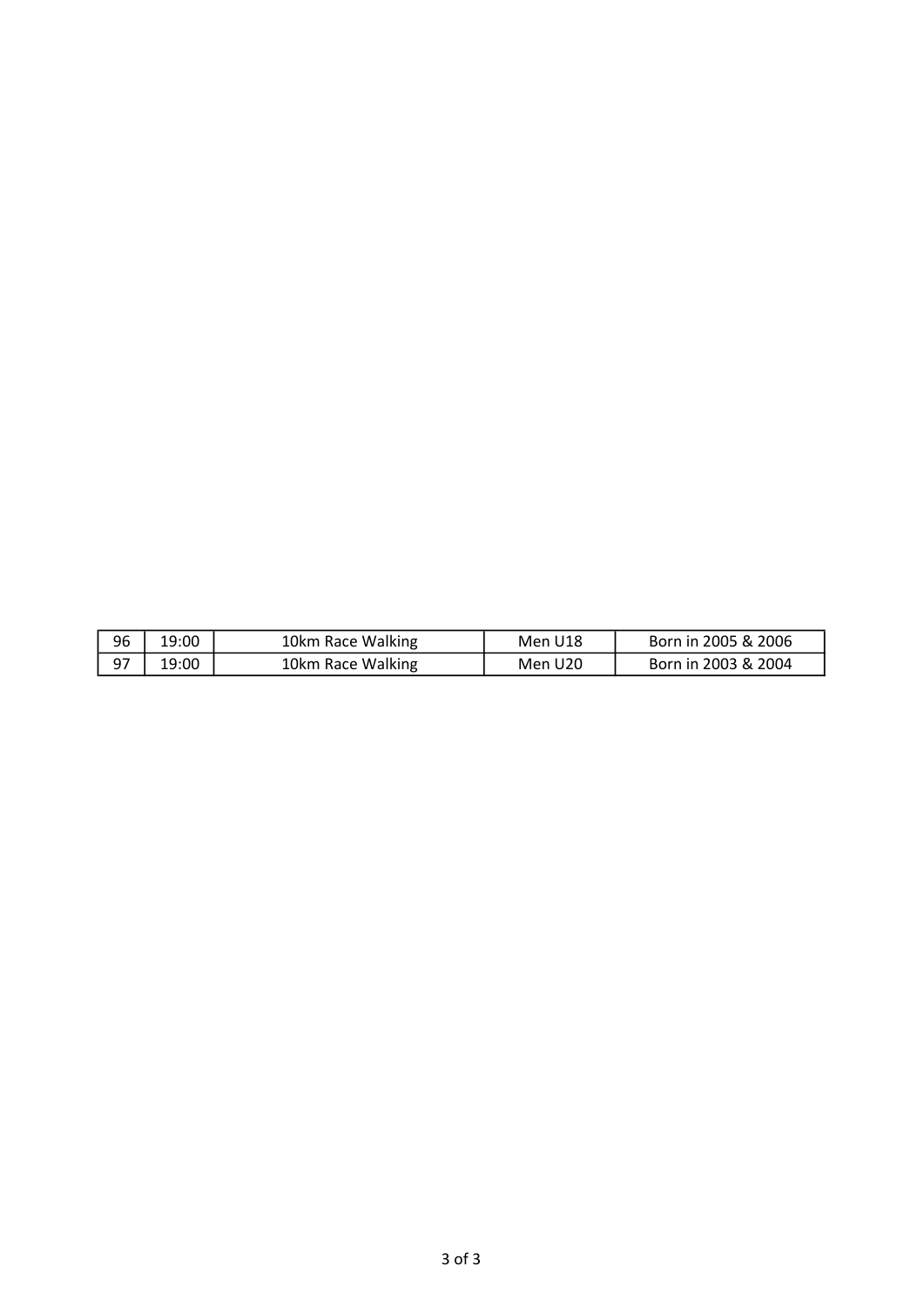| | | | | |
|---|---|---|---|---|
| 96 | 19:00 | 10km Race Walking | Men U18 | Born in 2005 & 2006 |
| 97 | 19:00 | 10km Race Walking | Men U20 | Born in 2003 & 2004 |